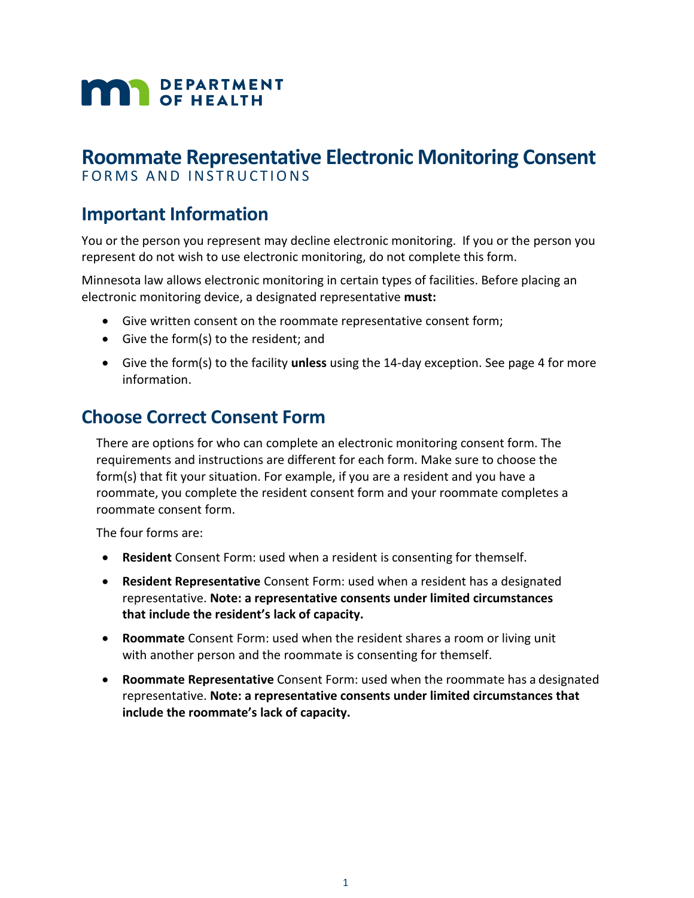DEPARTMENT OF HEALTH

# Roommate Representative Electronic Monitoring Consent

FORMS AND INSTRUCTIONS

## Important Information

You or the person you represent may decline electronic monitoring. If you or the person you represent do not wish to use electronic monitoring, do not complete this form.

Minnesota law allows electronic monitoring in certain types of facilities. Before placing an electronic monitoring device, a designated representative **must:**

- Give written consent on the roommate representative consent form;
- Give the form(s) to the resident; and
- Give the form(s) to the facility **unless** using the 14-day exception. See page 4 for more information.

## Choose Correct Consent Form

There are options for who can complete an electronic monitoring consent form. The requirements and instructions are different for each form. Make sure to choose the form(s) that fit your situation. For example, if you are a resident and you have a roommate, you complete the resident consent form and your roommate completes a roommate consent form.

The four forms are:

- **Resident** Consent Form: used when a resident is consenting for themself.
- **Resident Representative** Consent Form: used when a resident has a designated representative. **Note: a representative consents under limited circumstances that include the resident's lack of capacity.**
- **Roommate** Consent Form: used when the resident shares a room or living unit with another person and the roommate is consenting for themself.
- **Roommate Representative** Consent Form: used when the roommate has a designated representative. **Note: a representative consents under limited circumstances that include the roommate's lack of capacity.**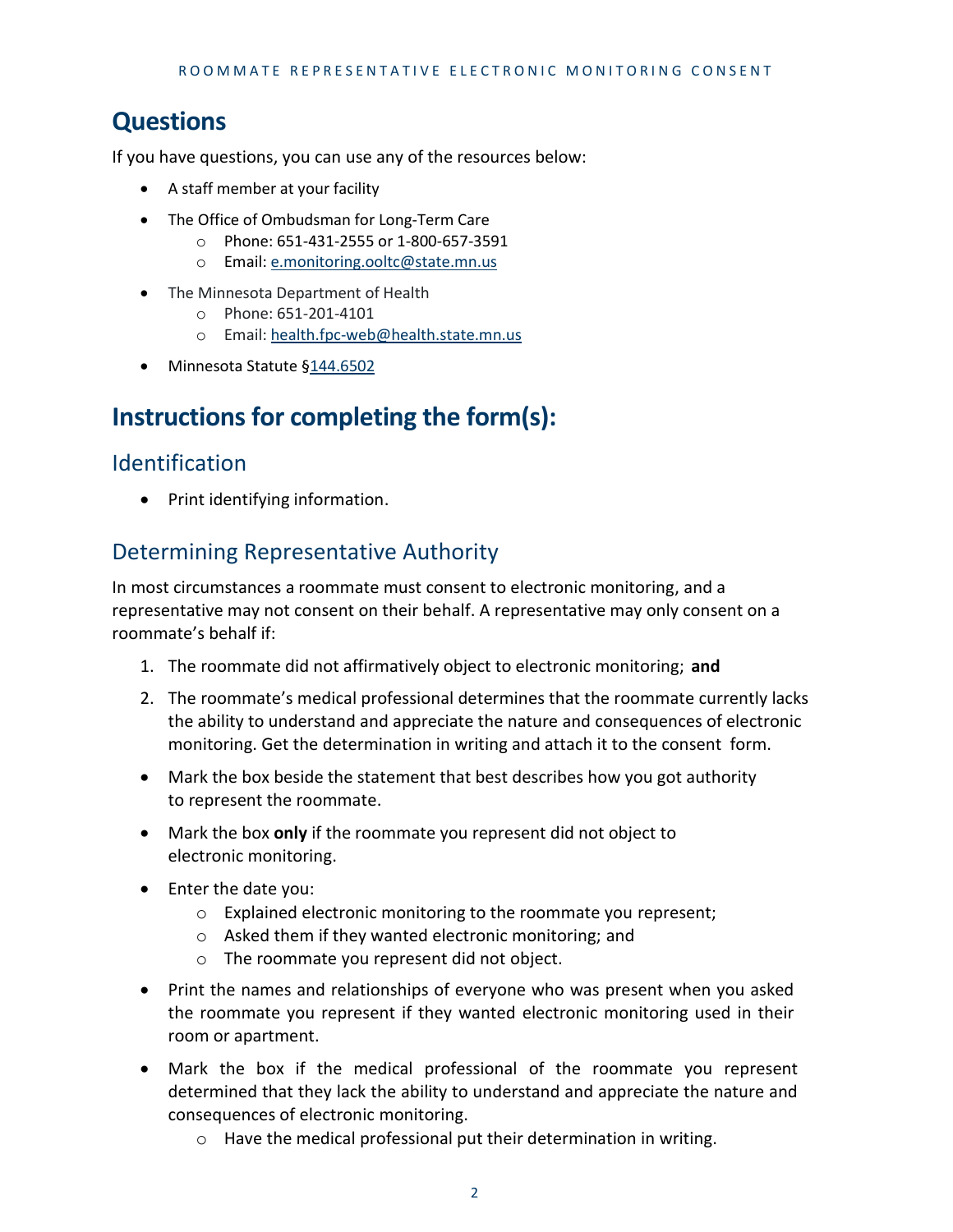## Questions

If you have questions, you can use any of the resources below:

- A staff member at your facility
- The Office of Ombudsman for Long-Term Care
  - Phone: 651-431-2555 or 1-800-657-3591
  - Email: e.monitoring.ooltc@state.mn.us
- The Minnesota Department of Health
  - Phone: 651-201-4101
  - Email: health.fpc-web@health.state.mn.us
- Minnesota Statute §144.6502

## Instructions for completing the form(s):

### Identification

- Print identifying information.

### Determining Representative Authority

In most circumstances a roommate must consent to electronic monitoring, and a representative may not consent on their behalf. A representative may only consent on a roommate's behalf if:

1. The roommate did not affirmatively object to electronic monitoring; **and**
2. The roommate's medical professional determines that the roommate currently lacks the ability to understand and appreciate the nature and consequences of electronic monitoring. Get the determination in writing and attach it to the consent form.

- Mark the box beside the statement that best describes how you got authority to represent the roommate.
- Mark the box **only** if the roommate you represent did not object to electronic monitoring.
- Enter the date you:
  - Explained electronic monitoring to the roommate you represent;
  - Asked them if they wanted electronic monitoring; and
  - The roommate you represent did not object.
- Print the names and relationships of everyone who was present when you asked the roommate you represent if they wanted electronic monitoring used in their room or apartment.
- Mark the box if the medical professional of the roommate you represent determined that they lack the ability to understand and appreciate the nature and consequences of electronic monitoring.
  - Have the medical professional put their determination in writing.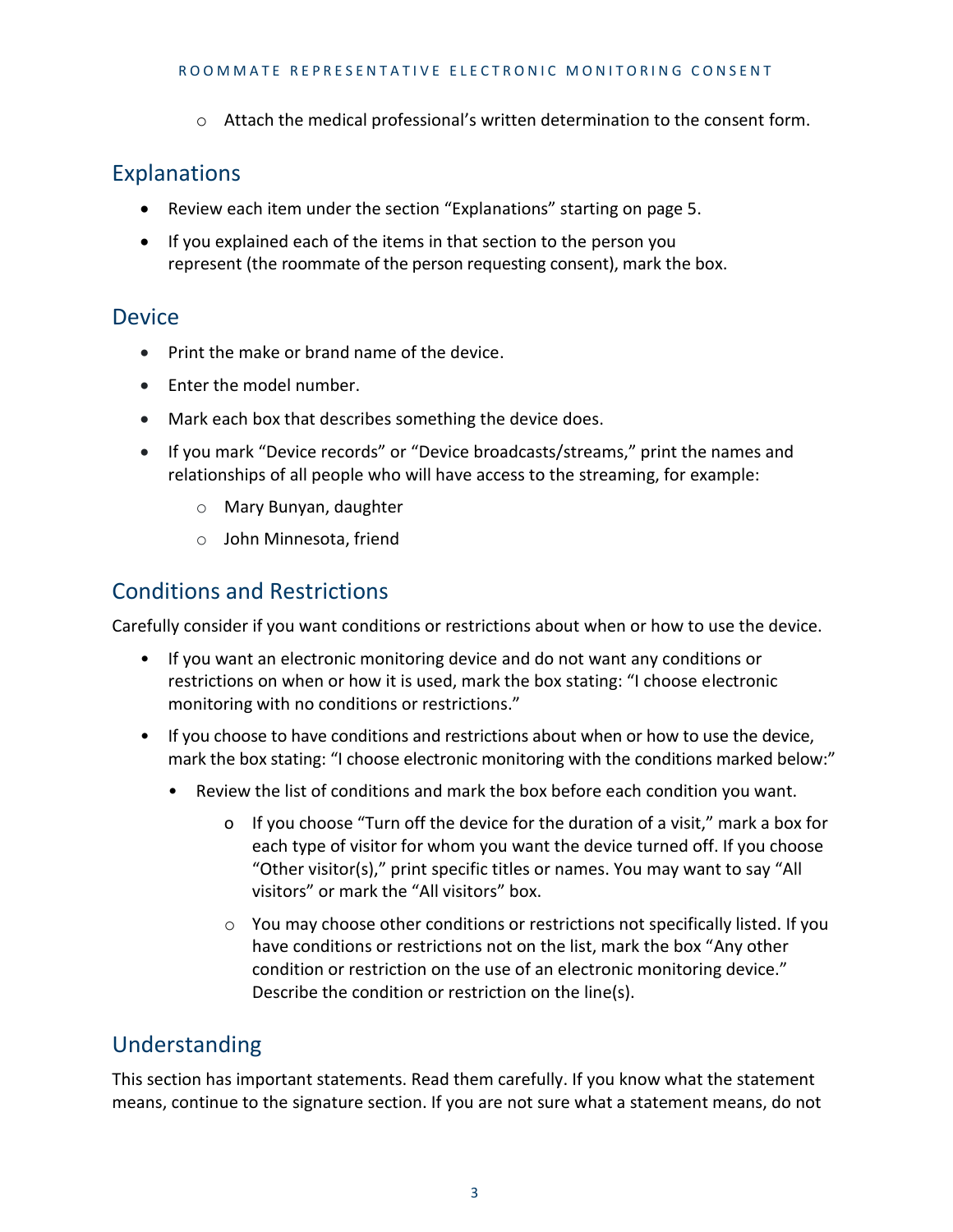- Attach the medical professional's written determination to the consent form.

## Explanations

- Review each item under the section "Explanations" starting on page 5.
- If you explained each of the items in that section to the person you represent (the roommate of the person requesting consent), mark the box.

## Device

- Print the make or brand name of the device.
- Enter the model number.
- Mark each box that describes something the device does.
- If you mark "Device records" or "Device broadcasts/streams," print the names and relationships of all people who will have access to the streaming, for example:
   - Mary Bunyan, daughter
   - John Minnesota, friend

## Conditions and Restrictions

Carefully consider if you want conditions or restrictions about when or how to use the device.

- If you want an electronic monitoring device and do not want any conditions or restrictions on when or how it is used, mark the box stating: "I choose electronic monitoring with no conditions or restrictions."
- If you choose to have conditions and restrictions about when or how to use the device, mark the box stating: "I choose electronic monitoring with the conditions marked below:"
   - Review the list of conditions and mark the box before each condition you want.
      - If you choose "Turn off the device for the duration of a visit," mark a box for each type of visitor for whom you want the device turned off. If you choose "Other visitor(s)," print specific titles or names. You may want to say "All visitors" or mark the "All visitors" box.
      - You may choose other conditions or restrictions not specifically listed. If you have conditions or restrictions not on the list, mark the box "Any other condition or restriction on the use of an electronic monitoring device." Describe the condition or restriction on the line(s).

## Understanding

This section has important statements. Read them carefully. If you know what the statement means, continue to the signature section. If you are not sure what a statement means, do not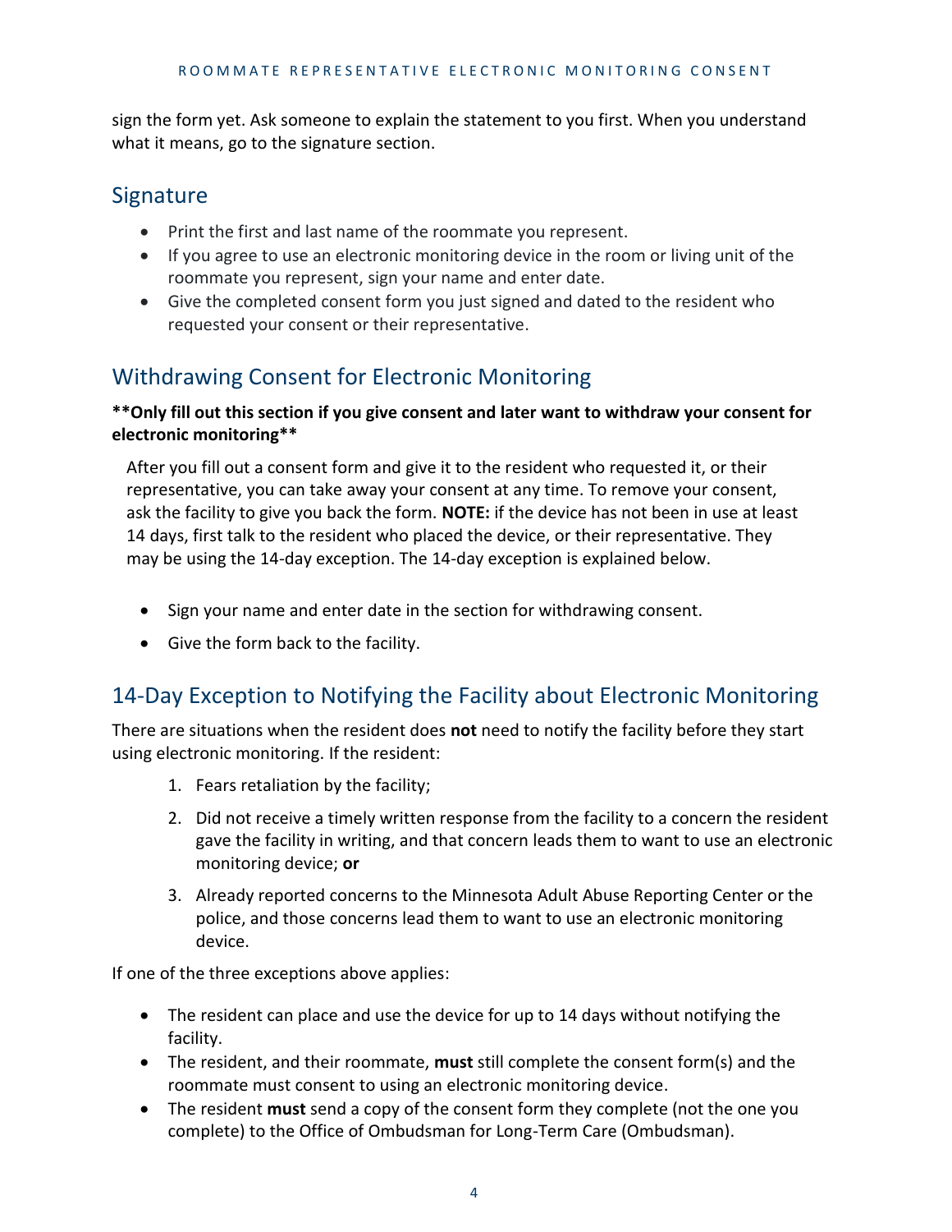sign the form yet. Ask someone to explain the statement to you first. When you understand what it means, go to the signature section.

## Signature

- Print the first and last name of the roommate you represent.
- If you agree to use an electronic monitoring device in the room or living unit of the roommate you represent, sign your name and enter date.
- Give the completed consent form you just signed and dated to the resident who requested your consent or their representative.

## Withdrawing Consent for Electronic Monitoring

****Only fill out this section if you give consent and later want to withdraw your consent for electronic monitoring****

After you fill out a consent form and give it to the resident who requested it, or their representative, you can take away your consent at any time. To remove your consent, ask the facility to give you back the form. **NOTE:** if the device has not been in use at least 14 days, first talk to the resident who placed the device, or their representative. They may be using the 14-day exception. The 14-day exception is explained below.

- Sign your name and enter date in the section for withdrawing consent.
- Give the form back to the facility.

## 14-Day Exception to Notifying the Facility about Electronic Monitoring

There are situations when the resident does **not** need to notify the facility before they start using electronic monitoring. If the resident:

1. Fears retaliation by the facility;
2. Did not receive a timely written response from the facility to a concern the resident gave the facility in writing, and that concern leads them to want to use an electronic monitoring device; **or**
3. Already reported concerns to the Minnesota Adult Abuse Reporting Center or the police, and those concerns lead them to want to use an electronic monitoring device.

If one of the three exceptions above applies:

- The resident can place and use the device for up to 14 days without notifying the facility.
- The resident, and their roommate, **must** still complete the consent form(s) and the roommate must consent to using an electronic monitoring device.
- The resident **must** send a copy of the consent form they complete (not the one you complete) to the Office of Ombudsman for Long-Term Care (Ombudsman).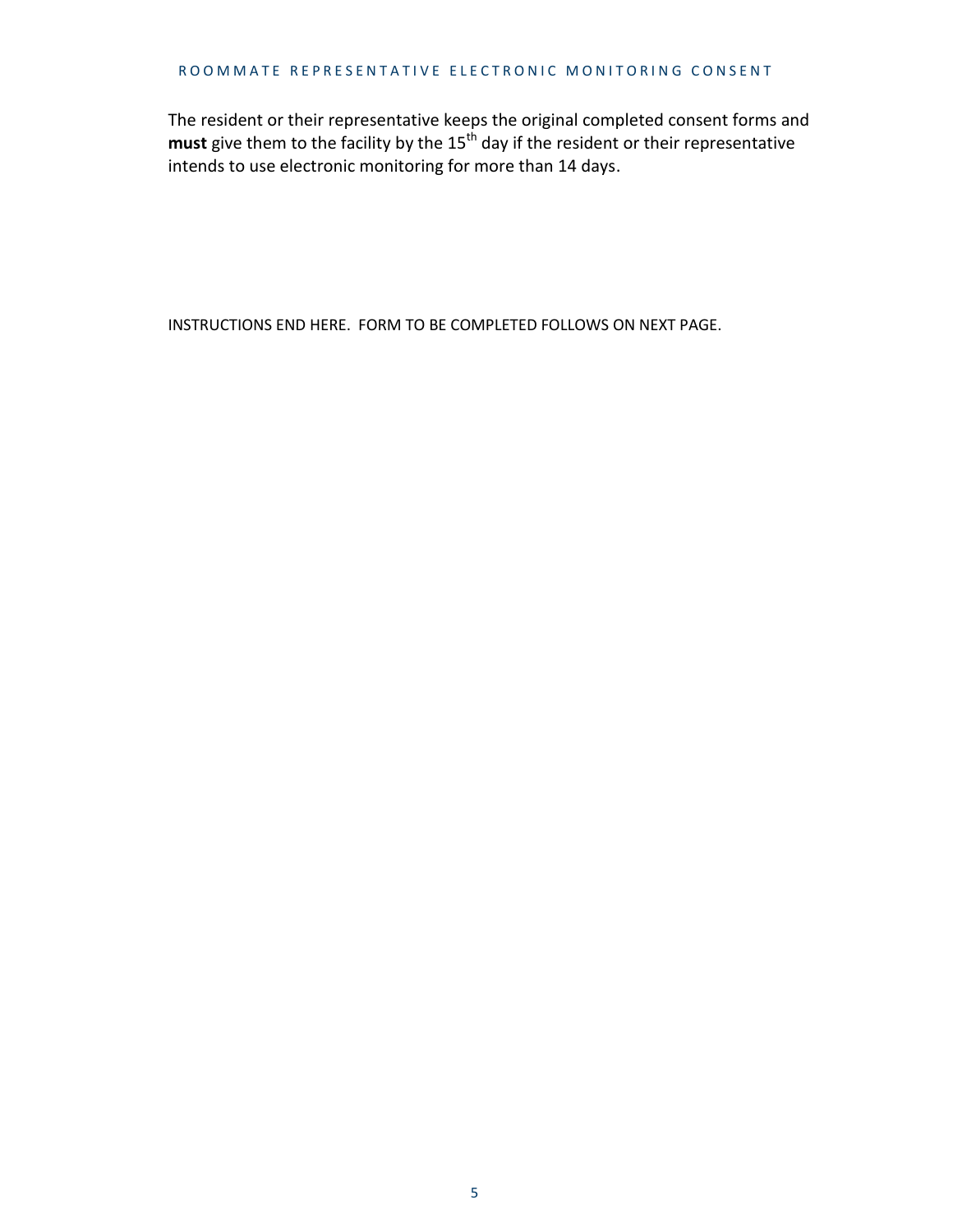The resident or their representative keeps the original completed consent forms and **must** give them to the facility by the 15th day if the resident or their representative intends to use electronic monitoring for more than 14 days.

INSTRUCTIONS END HERE. FORM TO BE COMPLETED FOLLOWS ON NEXT PAGE.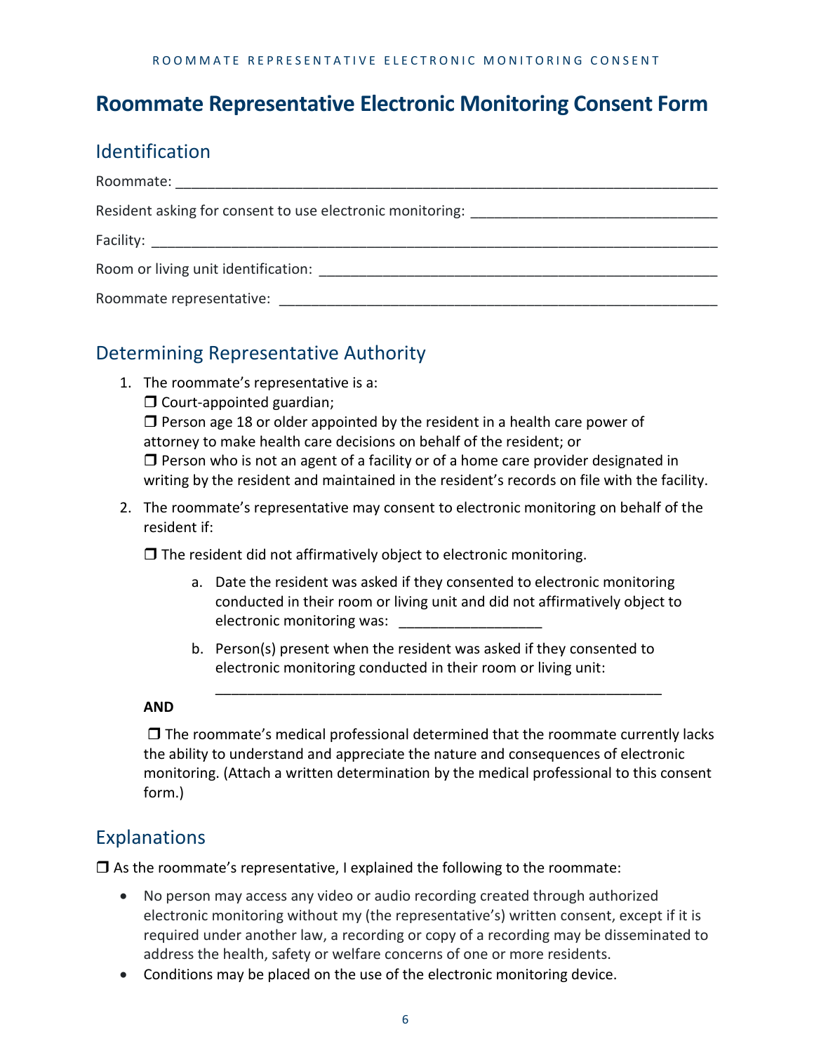# Roommate Representative Electronic Monitoring Consent Form

## Identification

Roommate: ___________________________________________________________________

Resident asking for consent to use electronic monitoring: ______________________________

Facility: _____________________________________________________________________

Room or living unit identification: ________________________________________________

Roommate representative: _____________________________________________________

## Determining Representative Authority

1. The roommate's representative is a:
   ❒ Court-appointed guardian;
   ❒ Person age 18 or older appointed by the resident in a health care power of attorney to make health care decisions on behalf of the resident; or
   ❒ Person who is not an agent of a facility or of a home care provider designated in writing by the resident and maintained in the resident's records on file with the facility.

2. The roommate's representative may consent to electronic monitoring on behalf of the resident if:

   ❒ The resident did not affirmatively object to electronic monitoring.

   a. Date the resident was asked if they consented to electronic monitoring conducted in their room or living unit and did not affirmatively object to electronic monitoring was: _________________

   b. Person(s) present when the resident was asked if they consented to electronic monitoring conducted in their room or living unit:
      ________________________________________________________

   **AND**

   ❒ The roommate's medical professional determined that the roommate currently lacks the ability to understand and appreciate the nature and consequences of electronic monitoring. (Attach a written determination by the medical professional to this consent form.)

## Explanations

❒ As the roommate's representative, I explained the following to the roommate:

- No person may access any video or audio recording created through authorized electronic monitoring without my (the representative's) written consent, except if it is required under another law, a recording or copy of a recording may be disseminated to address the health, safety or welfare concerns of one or more residents.
- Conditions may be placed on the use of the electronic monitoring device.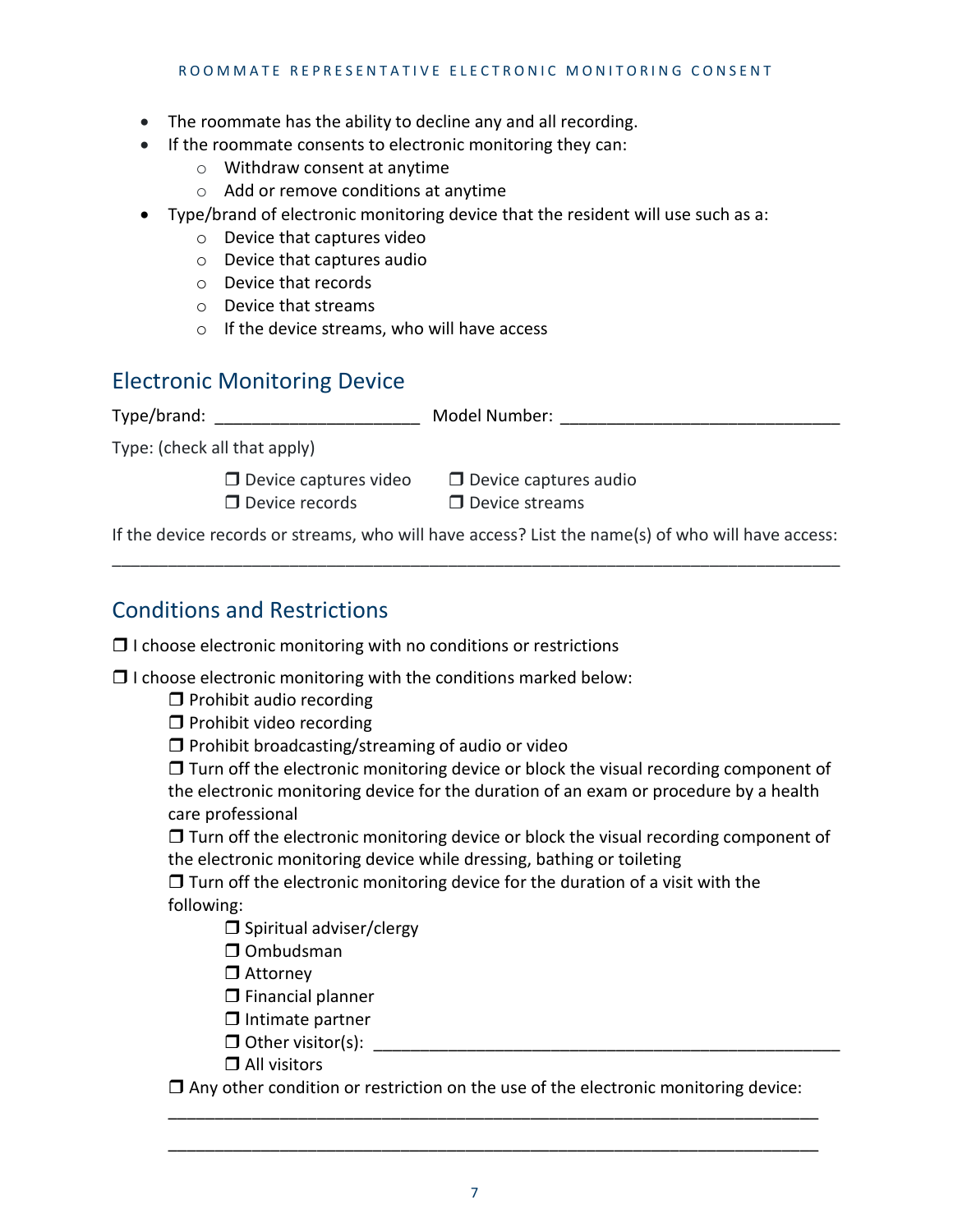- The roommate has the ability to decline any and all recording.
- If the roommate consents to electronic monitoring they can:
  - Withdraw consent at anytime
  - Add or remove conditions at anytime
- Type/brand of electronic monitoring device that the resident will use such as a:
  - Device that captures video
  - Device that captures audio
  - Device that records
  - Device that streams
  - If the device streams, who will have access

## Electronic Monitoring Device

Type/brand: ______________________ Model Number: ______________________________

Type: (check all that apply)

❒ Device captures video ❒ Device captures audio
❒ Device records ❒ Device streams

If the device records or streams, who will have access? List the name(s) of who will have access:
______________________________________________________________________________

## Conditions and Restrictions

❒ I choose electronic monitoring with no conditions or restrictions

❒ I choose electronic monitoring with the conditions marked below:

❒ Prohibit audio recording
❒ Prohibit video recording
❒ Prohibit broadcasting/streaming of audio or video
❒ Turn off the electronic monitoring device or block the visual recording component of the electronic monitoring device for the duration of an exam or procedure by a health care professional
❒ Turn off the electronic monitoring device or block the visual recording component of the electronic monitoring device while dressing, bathing or toileting
❒ Turn off the electronic monitoring device for the duration of a visit with the following:

❒ Spiritual adviser/clergy
❒ Ombudsman
❒ Attorney
❒ Financial planner
❒ Intimate partner
❒ Other visitor(s): ______________________________________________
❒ All visitors

❒ Any other condition or restriction on the use of the electronic monitoring device:
______________________________________________________________________
______________________________________________________________________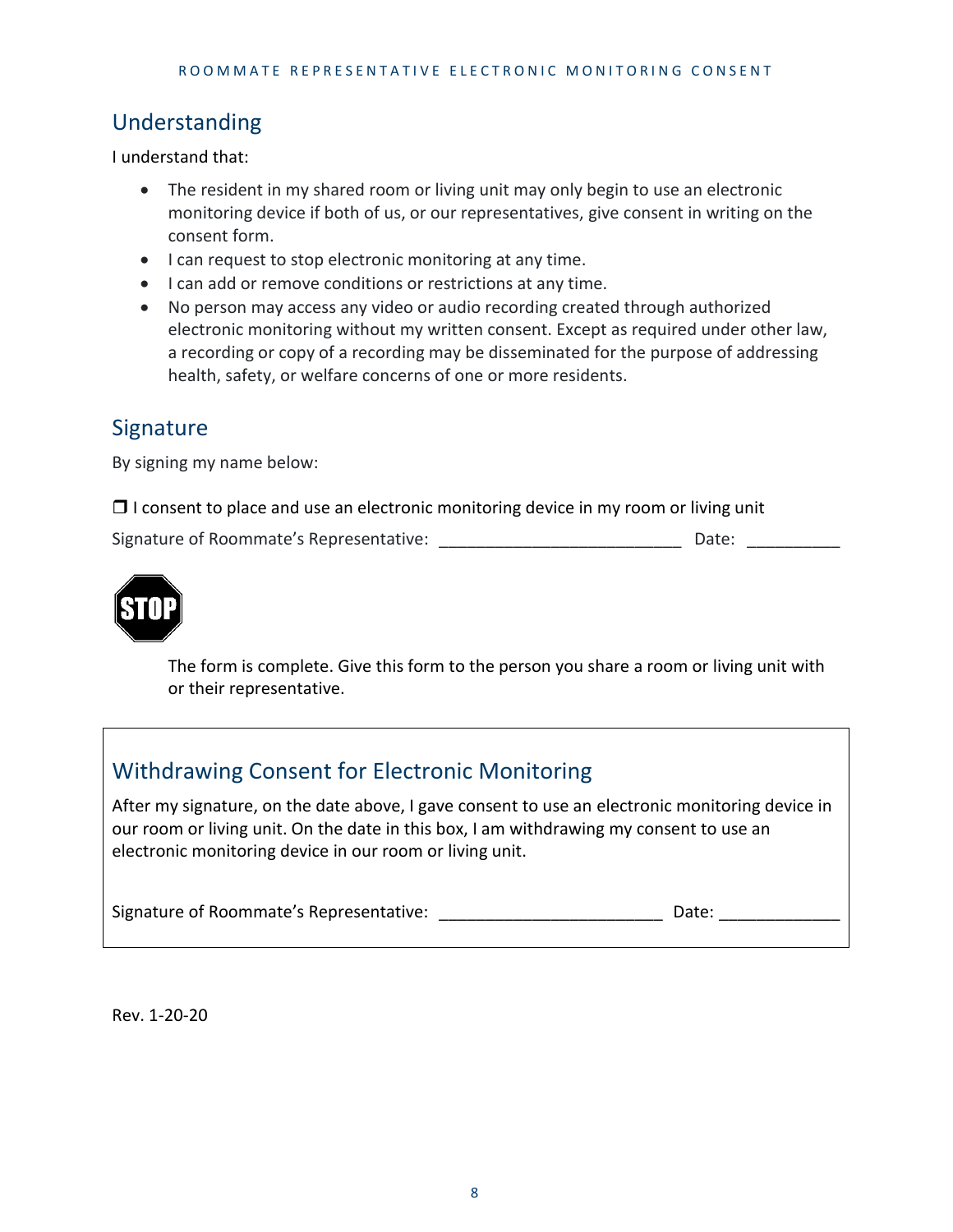## Understanding

I understand that:

- The resident in my shared room or living unit may only begin to use an electronic monitoring device if both of us, or our representatives, give consent in writing on the consent form.
- I can request to stop electronic monitoring at any time.
- I can add or remove conditions or restrictions at any time.
- No person may access any video or audio recording created through authorized electronic monitoring without my written consent. Except as required under other law, a recording or copy of a recording may be disseminated for the purpose of addressing health, safety, or welfare concerns of one or more residents.

## Signature

By signing my name below:

❒ I consent to place and use an electronic monitoring device in my room or living unit

Signature of Roommate's Representative: __________________________ Date: __________

STOP

The form is complete. Give this form to the person you share a room or living unit with or their representative.

## Withdrawing Consent for Electronic Monitoring

After my signature, on the date above, I gave consent to use an electronic monitoring device in our room or living unit. On the date in this box, I am withdrawing my consent to use an electronic monitoring device in our room or living unit.

Signature of Roommate's Representative: ________________________ Date: _____________

Rev. 1-20-20